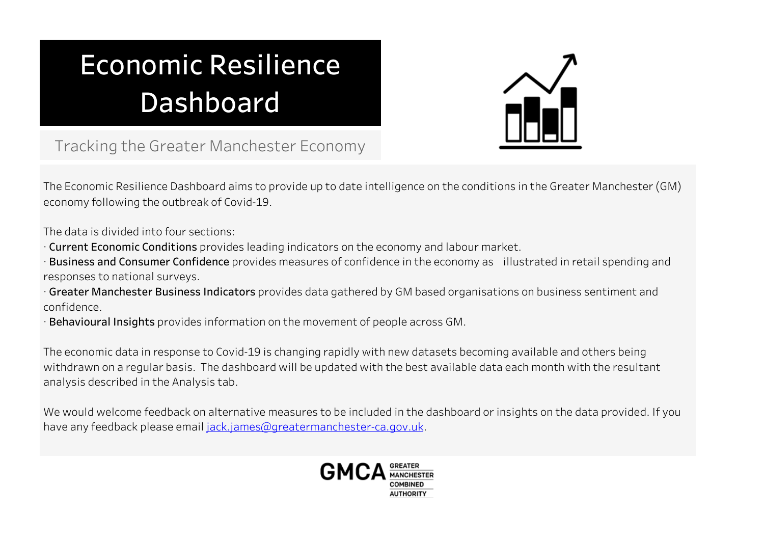# Economic Resilience Dashboard

Tracking the Greater Manchester Economy

The Economic Resilience Dashboard aims to provide up to date intelligence on the conditions in the Greater Manchester (GM) economy following the outbreak of Covid-19.

The data is divided into four sections:

· **Current Economic Conditions** provides leading indicators on the economy and labour market.
· **Business and Consumer Confidence** provides measures of confidence in the economy as illustrated in retail spending and responses to national surveys.
· **Greater Manchester Business Indicators** provides data gathered by GM based organisations on business sentiment and confidence.
· **Behavioural Insights** provides information on the movement of people across GM.

The economic data in response to Covid-19 is changing rapidly with new datasets becoming available and others being withdrawn on a regular basis. The dashboard will be updated with the best available data each month with the resultant analysis described in the Analysis tab.

We would welcome feedback on alternative measures to be included in the dashboard or insights on the data provided. If you have any feedback please email jack.james@greatermanchester-ca.gov.uk.

GMCA GREATER MANCHESTER COMBINED AUTHORITY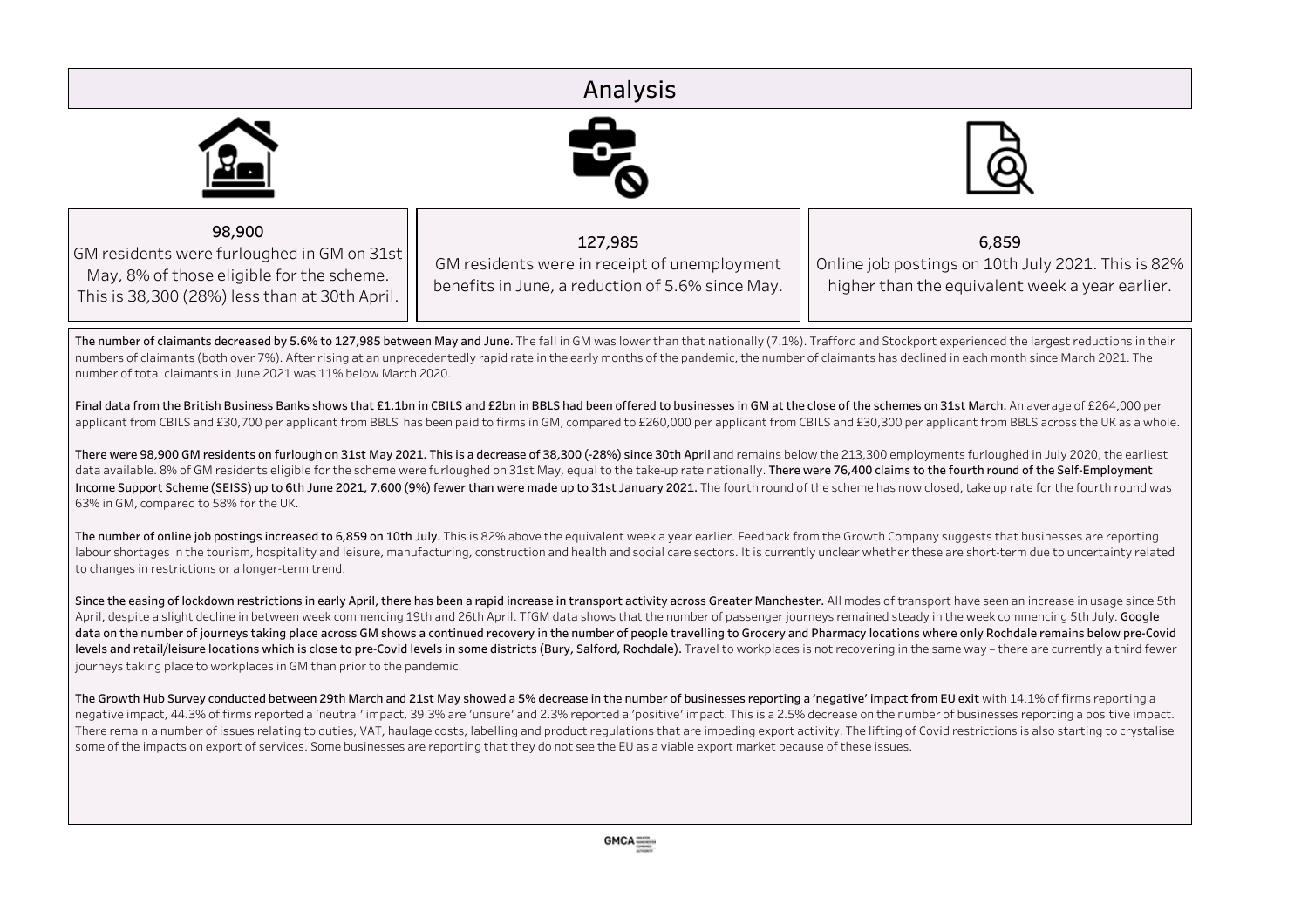# Analysis

**98,900**
GM residents were furloughed in GM on 31st May, 8% of those eligible for the scheme. This is 38,300 (28%) less than at 30th April.

**127,985**
GM residents were in receipt of unemployment benefits in June, a reduction of 5.6% since May.

**6,859**
Online job postings on 10th July 2021. This is 82% higher than the equivalent week a year earlier.

**The number of claimants decreased by 5.6% to 127,985 between May and June.** The fall in GM was lower than that nationally (7.1%). Trafford and Stockport experienced the largest reductions in their numbers of claimants (both over 7%). After rising at an unprecedentedly rapid rate in the early months of the pandemic, the number of claimants has declined in each month since March 2021. The number of total claimants in June 2021 was 11% below March 2020.

**Final data from the British Business Banks shows that £1.1bn in CBILS and £2bn in BBLS had been offered to businesses in GM at the close of the schemes on 31st March.** An average of £264,000 per applicant from CBILS and £30,700 per applicant from BBLS has been paid to firms in GM, compared to £260,000 per applicant from CBILS and £30,300 per applicant from BBLS across the UK as a whole.

**There were 98,900 GM residents on furlough on 31st May 2021. This is a decrease of 38,300 (-28%) since 30th April** and remains below the 213,300 employments furloughed in July 2020, the earliest data available. 8% of GM residents eligible for the scheme were furloughed on 31st May, equal to the take-up rate nationally. **There were 76,400 claims to the fourth round of the Self-Employment Income Support Scheme (SEISS) up to 6th June 2021, 7,600 (9%) fewer than were made up to 31st January 2021.** The fourth round of the scheme has now closed, take up rate for the fourth round was 63% in GM, compared to 58% for the UK.

**The number of online job postings increased to 6,859 on 10th July.** This is 82% above the equivalent week a year earlier. Feedback from the Growth Company suggests that businesses are reporting labour shortages in the tourism, hospitality and leisure, manufacturing, construction and health and social care sectors. It is currently unclear whether these are short-term due to uncertainty related to changes in restrictions or a longer-term trend.

**Since the easing of lockdown restrictions in early April, there has been a rapid increase in transport activity across Greater Manchester.** All modes of transport have seen an increase in usage since 5th April, despite a slight decline in between week commencing 19th and 26th April. TfGM data shows that the number of passenger journeys remained steady in the week commencing 5th July. **Google data on the number of journeys taking place across GM shows a continued recovery in the number of people travelling to Grocery and Pharmacy locations where only Rochdale remains below pre-Covid levels and retail/leisure locations which is close to pre-Covid levels in some districts (Bury, Salford, Rochdale).** Travel to workplaces is not recovering in the same way – there are currently a third fewer journeys taking place to workplaces in GM than prior to the pandemic.

**The Growth Hub Survey conducted between 29th March and 21st May showed a 5% decrease in the number of businesses reporting a 'negative' impact from EU exit** with 14.1% of firms reporting a negative impact, 44.3% of firms reported a 'neutral' impact, 39.3% are 'unsure' and 2.3% reported a 'positive' impact. This is a 2.5% decrease on the number of businesses reporting a positive impact. There remain a number of issues relating to duties, VAT, haulage costs, labelling and product regulations that are impeding export activity. The lifting of Covid restrictions is also starting to crystalise some of the impacts on export of services. Some businesses are reporting that they do not see the EU as a viable export market because of these issues.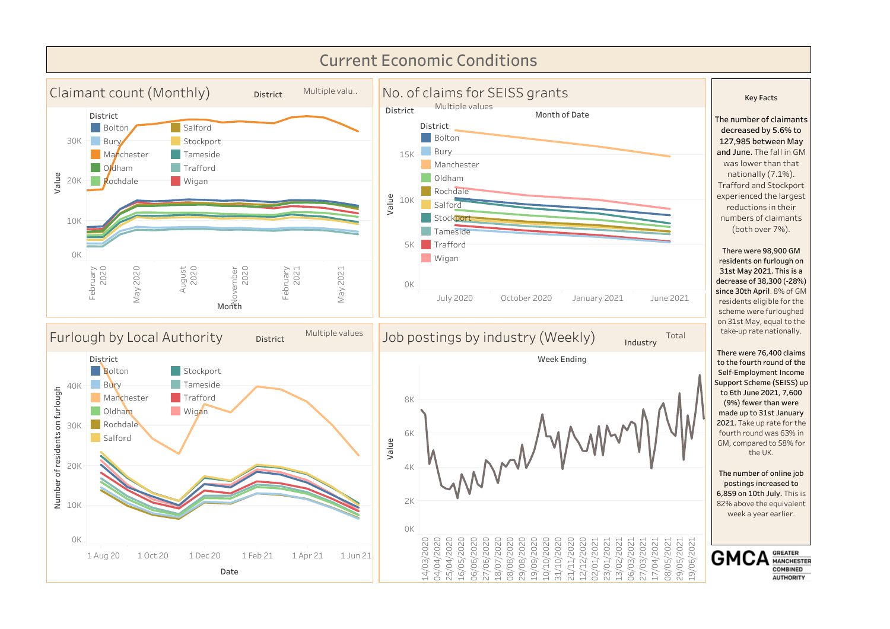# Current Economic Conditions

## Claimant count (Monthly)

District: Multiple values

District: Bolton, Bury, Manchester, Oldham, Rochdale, Salford, Stockport, Tameside, Trafford, Wigan

Value: 0K, 10K, 20K, 30K

Month: February 2020, May 2020, August 2020, November 2020, February 2021, May 2021

## No. of claims for SEISS grants

District: Multiple values

Month of Date

District: Bolton, Bury, Manchester, Oldham, Rochdale, Salford, Stockport, Tameside, Trafford, Wigan

Value: 0K, 5K, 10K, 15K

July 2020, October 2020, January 2021, June 2021

## Furlough by Local Authority

District: Multiple values

District: Bolton, Bury, Manchester, Oldham, Rochdale, Salford, Stockport, Tameside, Trafford, Wigan

Number of residents on furlough: 0K, 10K, 20K, 30K, 40K

Date: 1 Aug 20, 1 Oct 20, 1 Dec 20, 1 Feb 21, 1 Apr 21, 1 Jun 21

## Job postings by industry (Weekly)

Industry: Total

Week Ending

Value: 0K, 2K, 4K, 6K, 8K

14/03/2020, 04/04/2020, 25/04/2020, 16/05/2020, 06/06/2020, 27/06/2020, 18/07/2020, 08/08/2020, 29/08/2020, 19/09/2020, 10/10/2020, 31/10/2020, 21/11/2020, 12/12/2020, 02/01/2021, 23/01/2021, 13/02/2021, 06/03/2021, 27/03/2021, 17/04/2021, 08/05/2021, 29/05/2021, 19/06/2021

## Key Facts

**The number of claimants decreased by 5.6% to 127,985 between May and June.** The fall in GM was lower than that nationally (7.1%). Trafford and Stockport experienced the largest reductions in their numbers of claimants (both over 7%).

**There were 98,900 GM residents on furlough on 31st May 2021. This is a decrease of 38,300 (-28%) since 30th April.** 8% of GM residents eligible for the scheme were furloughed on 31st May, equal to the take-up rate nationally.

**There were 76,400 claims to the fourth round of the Self-Employment Income Support Scheme (SEISS) up to 6th June 2021, 7,600 (9%) fewer than were made up to 31st January 2021.** Take up rate for the fourth round was 63% in GM, compared to 58% for the UK.

**The number of online job postings increased to 6,859 on 10th July.** This is 82% above the equivalent week a year earlier.

GMCA GREATER MANCHESTER COMBINED AUTHORITY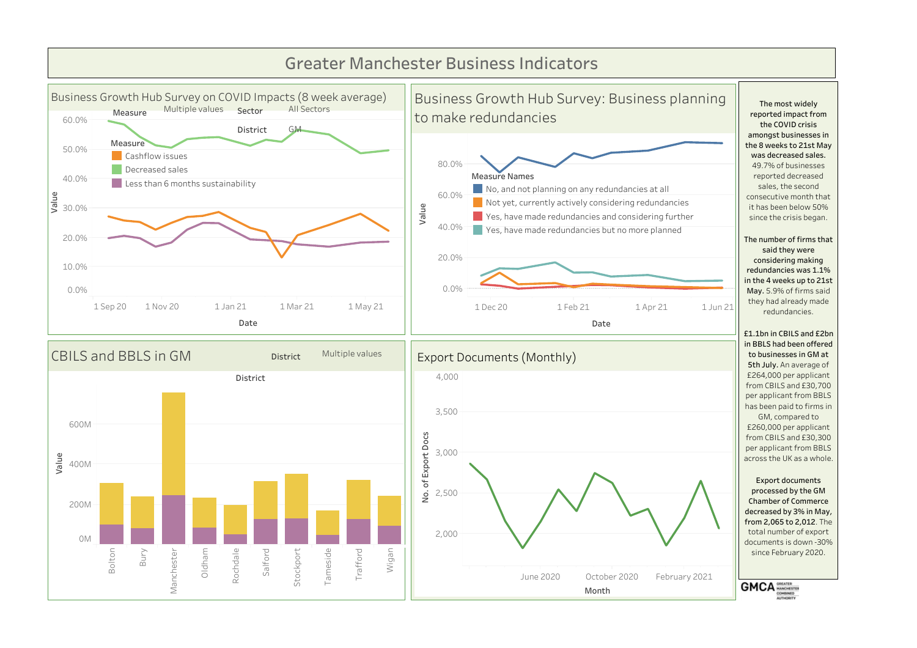# Greater Manchester Business Indicators

## Business Growth Hub Survey on COVID Impacts (8 week average)

Measure: Multiple values | Sector: All Sectors | District: GM

Measure
- Cashflow issues
- Decreased sales
- Less than 6 months sustainability

Value: 0.0%, 10.0%, 20.0%, 30.0%, 40.0%, 50.0%, 60.0%

Date: 1 Sep 20, 1 Nov 20, 1 Jan 21, 1 Mar 21, 1 May 21

## Business Growth Hub Survey: Business planning to make redundancies

Measure Names
- No, and not planning on any redundancies at all
- Not yet, currently actively considering redundancies
- Yes, have made redundancies and considering further
- Yes, have made redundancies but no more planned

Value: 0.0%, 20.0%, 40.0%, 60.0%, 80.0%

Date: 1 Dec 20, 1 Feb 21, 1 Apr 21, 1 Jun 21

**The most widely reported impact from the COVID crisis amongst businesses in the 8 weeks to 21st May was decreased sales.** 49.7% of businesses reported decreased sales, the second consecutive month that it has been below 50% since the crisis began.

**The number of firms that said they were considering making redundancies was 1.1% in the 4 weeks up to 21st May.** 5.9% of firms said they had already made redundancies.

**£1.1bn in CBILS and £2bn in BBLS had been offered to businesses in GM at 5th July.** An average of £264,000 per applicant from CBILS and £30,700 per applicant from BBLS has been paid to firms in GM, compared to £260,000 per applicant from CBILS and £30,300 per applicant from BBLS across the UK as a whole.

**Export documents processed by the GM Chamber of Commerce decreased by 3% in May, from 2,065 to 2,012.** The total number of export documents is down -30% since February 2020.

## CBILS and BBLS in GM

District: Multiple values

Value: 0M, 200M, 400M, 600M

District: Bolton, Bury, Manchester, Oldham, Rochdale, Salford, Stockport, Tameside, Trafford, Wigan

## Export Documents (Monthly)

No. of Export Docs: 2,000, 2,500, 3,000, 3,500, 4,000

Month: June 2020, October 2020, February 2021

GMCA GREATER MANCHESTER COMBINED AUTHORITY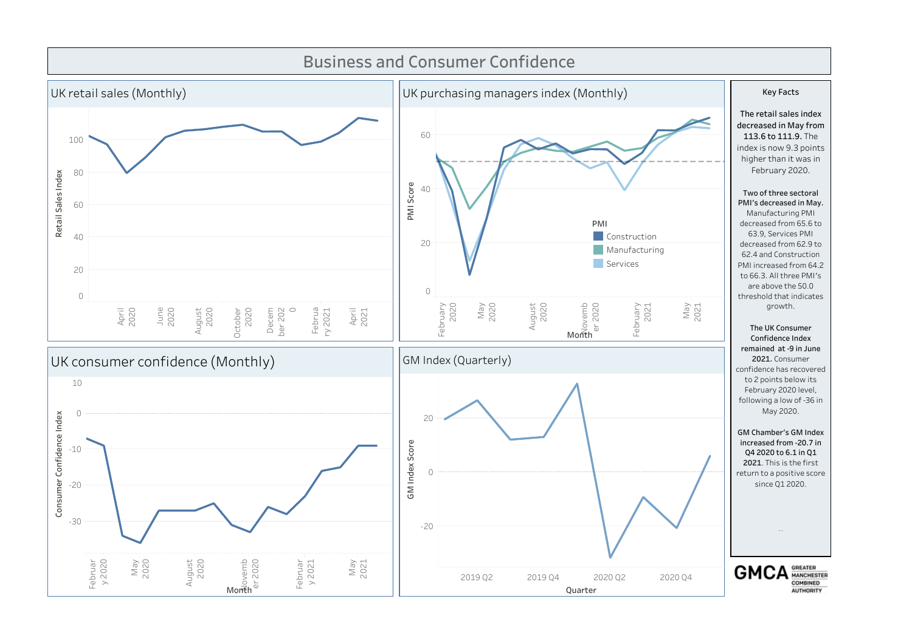# Business and Consumer Confidence

## UK retail sales (Monthly)

Retail Sales Index

0, 20, 40, 60, 80, 100

April 2020, June 2020, August 2020, October 2020, December 2020, February 2021, April 2021

## UK purchasing managers index (Monthly)

PMI Score

0, 20, 40, 60

February 2020, May 2020, August 2020, November 2020, February 2021, May 2021

Month

PMI
- Construction
- Manufacturing
- Services

## UK consumer confidence (Monthly)

Consumer Confidence Index

10, 0, -10, -20, -30

February 2020, May 2020, August 2020, November 2020, February 2021, May 2021

Month

## GM Index (Quarterly)

GM Index Score

20, 0, -20

2019 Q2, 2019 Q4, 2020 Q2, 2020 Q4

Quarter

## Key Facts

**The retail sales index decreased in May from 113.6 to 111.9.** The index is now 9.3 points higher than it was in February 2020.

**Two of three sectoral PMI's decreased in May.** Manufacturing PMI decreased from 65.6 to 63.9, Services PMI decreased from 62.9 to 62.4 and Construction PMI increased from 64.2 to 66.3. All three PMI's are above the 50.0 threshold that indicates growth.

**The UK Consumer Confidence Index remained at -9 in June 2021.** Consumer confidence has recovered to 2 points below its February 2020 level, following a low of -36 in May 2020.

**GM Chamber's GM Index increased from -20.7 in Q4 2020 to 6.1 in Q1 2021.** This is the first return to a positive score since Q1 2020.

GMCA GREATER MANCHESTER COMBINED AUTHORITY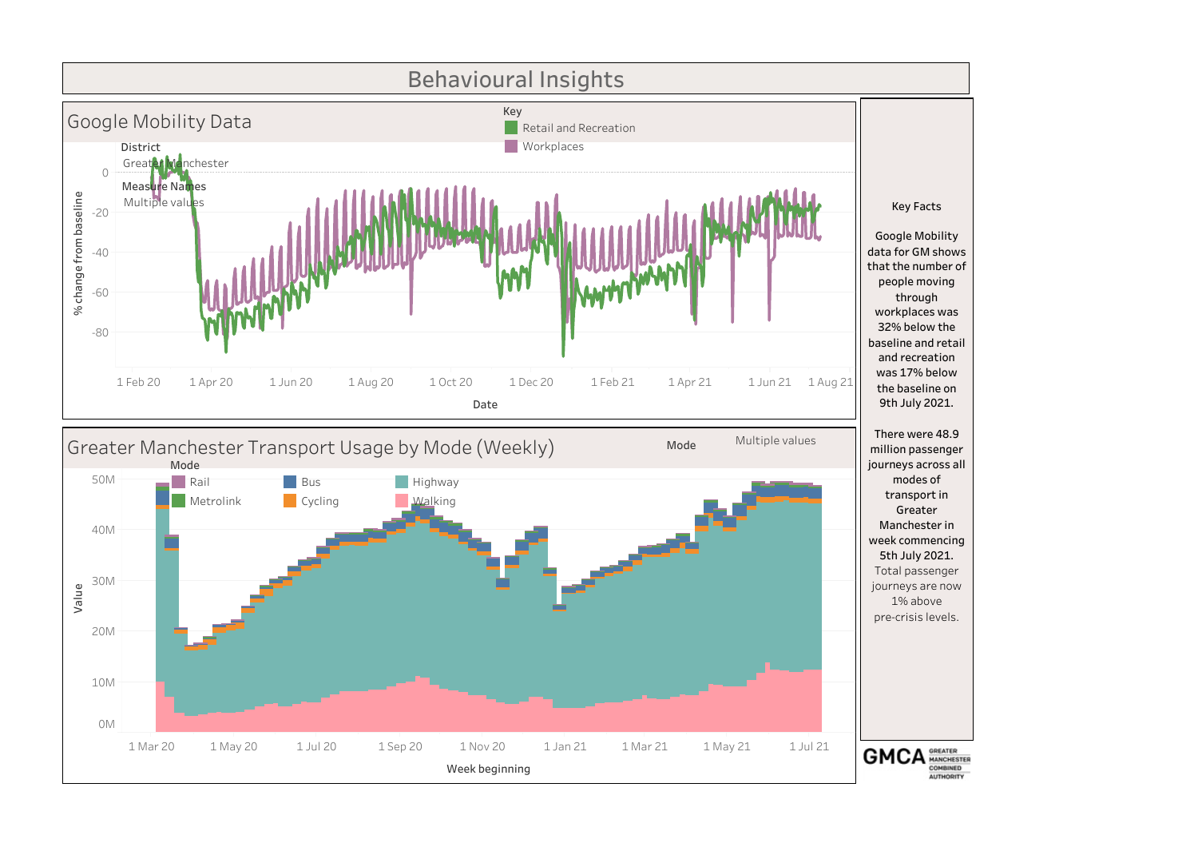# Behavioural Insights

## Google Mobility Data

District: Greater Manchester

Measure Names: Multiple values

Key:
- Retail and Recreation
- Workplaces

% change from baseline (0, -20, -40, -60, -80)

Date: 1 Feb 20, 1 Apr 20, 1 Jun 20, 1 Aug 20, 1 Oct 20, 1 Dec 20, 1 Feb 21, 1 Apr 21, 1 Jun 21, 1 Aug 21

## Greater Manchester Transport Usage by Mode (Weekly)

Mode: Multiple values

Mode:
- Rail
- Metrolink
- Bus
- Cycling
- Highway
- Walking

Value (0M, 10M, 20M, 30M, 40M, 50M)

Week beginning: 1 Mar 20, 1 May 20, 1 Jul 20, 1 Sep 20, 1 Nov 20, 1 Jan 21, 1 Mar 21, 1 May 21, 1 Jul 21

## Key Facts

Google Mobility data for GM shows that the number of people moving through workplaces was 32% below the baseline and retail and recreation was 17% below the baseline on 9th July 2021.

There were 48.9 million passenger journeys across all modes of transport in Greater Manchester in week commencing 5th July 2021. Total passenger journeys are now 1% above pre-crisis levels.

GMCA GREATER MANCHESTER COMBINED AUTHORITY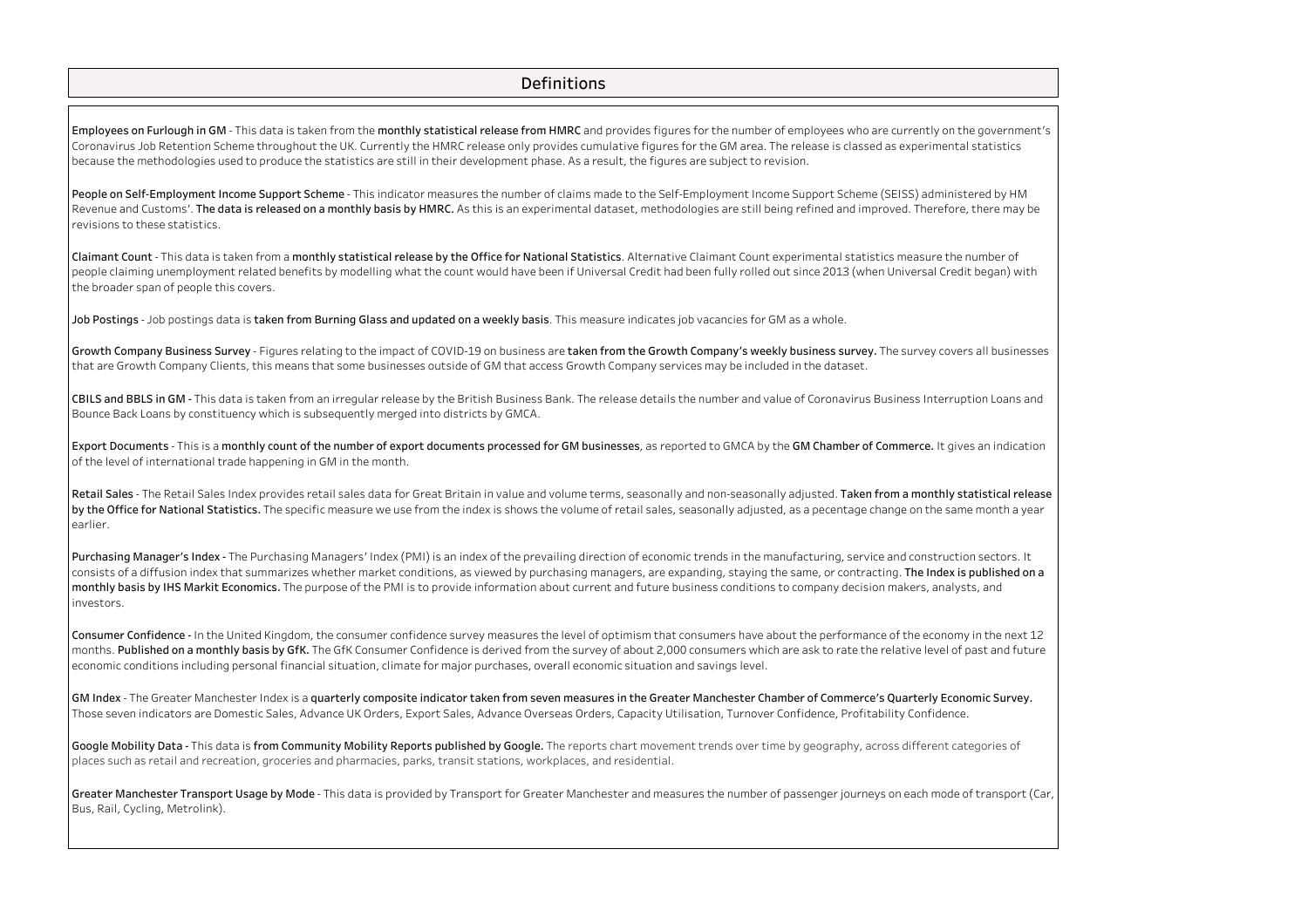# Definitions

**Employees on Furlough in GM** - This data is taken from the **monthly statistical release from HMRC** and provides figures for the number of employees who are currently on the government's Coronavirus Job Retention Scheme throughout the UK. Currently the HMRC release only provides cumulative figures for the GM area. The release is classed as experimental statistics because the methodologies used to produce the statistics are still in their development phase. As a result, the figures are subject to revision.

**People on Self-Employment Income Support Scheme** - This indicator measures the number of claims made to the Self-Employment Income Support Scheme (SEISS) administered by HM Revenue and Customs'. **The data is released on a monthly basis by HMRC.** As this is an experimental dataset, methodologies are still being refined and improved. Therefore, there may be revisions to these statistics.

**Claimant Count** - This data is taken from a **monthly statistical release by the Office for National Statistics**. Alternative Claimant Count experimental statistics measure the number of people claiming unemployment related benefits by modelling what the count would have been if Universal Credit had been fully rolled out since 2013 (when Universal Credit began) with the broader span of people this covers.

**Job Postings** - Job postings data is **taken from Burning Glass and updated on a weekly basis**. This measure indicates job vacancies for GM as a whole.

**Growth Company Business Survey** - Figures relating to the impact of COVID-19 on business are **taken from the Growth Company's weekly business survey.** The survey covers all businesses that are Growth Company Clients, this means that some businesses outside of GM that access Growth Company services may be included in the dataset.

**CBILS and BBLS in GM** - This data is taken from an irregular release by the British Business Bank. The release details the number and value of Coronavirus Business Interruption Loans and Bounce Back Loans by constituency which is subsequently merged into districts by GMCA.

**Export Documents** - This is a **monthly count of the number of export documents processed for GM businesses**, as reported to GMCA by the **GM Chamber of Commerce.** It gives an indication of the level of international trade happening in GM in the month.

**Retail Sales** - The Retail Sales Index provides retail sales data for Great Britain in value and volume terms, seasonally and non-seasonally adjusted. **Taken from a monthly statistical release by the Office for National Statistics.** The specific measure we use from the index is shows the volume of retail sales, seasonally adjusted, as a pecentage change on the same month a year earlier.

**Purchasing Manager's Index** - The Purchasing Managers' Index (PMI) is an index of the prevailing direction of economic trends in the manufacturing, service and construction sectors. It consists of a diffusion index that summarizes whether market conditions, as viewed by purchasing managers, are expanding, staying the same, or contracting. **The Index is published on a monthly basis by IHS Markit Economics.** The purpose of the PMI is to provide information about current and future business conditions to company decision makers, analysts, and investors.

**Consumer Confidence** - In the United Kingdom, the consumer confidence survey measures the level of optimism that consumers have about the performance of the economy in the next 12 months. **Published on a monthly basis by GfK.** The GfK Consumer Confidence is derived from the survey of about 2,000 consumers which are ask to rate the relative level of past and future economic conditions including personal financial situation, climate for major purchases, overall economic situation and savings level.

**GM Index** - The Greater Manchester Index is a **quarterly composite indicator taken from seven measures in the Greater Manchester Chamber of Commerce's Quarterly Economic Survey.** Those seven indicators are Domestic Sales, Advance UK Orders, Export Sales, Advance Overseas Orders, Capacity Utilisation, Turnover Confidence, Profitability Confidence.

**Google Mobility Data** - This data is **from Community Mobility Reports published by Google.** The reports chart movement trends over time by geography, across different categories of places such as retail and recreation, groceries and pharmacies, parks, transit stations, workplaces, and residential.

**Greater Manchester Transport Usage by Mode** - This data is provided by Transport for Greater Manchester and measures the number of passenger journeys on each mode of transport (Car, Bus, Rail, Cycling, Metrolink).